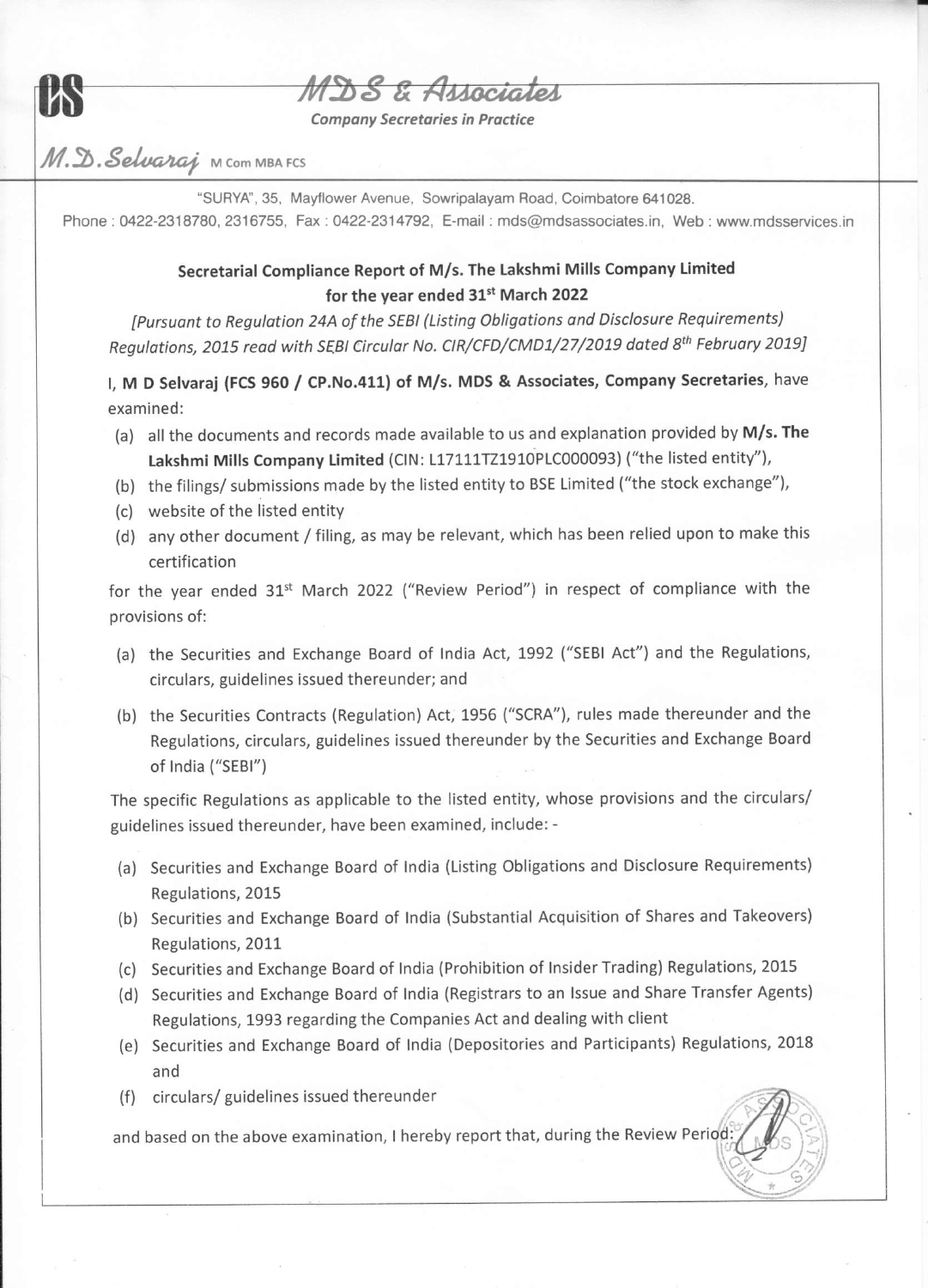**MDS & Associates**

*Company Secretaries in Practice*

**M.D. Selvaraj** M Com MBA FCS

"SURYA", 35, Mayflower Avenue, Sowripalayam Road, Coimbatore 641028.
Phone : 0422-2318780, 2316755, Fax : 0422-2314792, E-mail : mds@mdsassociates.in, Web : www.mdsservices.in

## Secretarial Compliance Report of M/s. The Lakshmi Mills Company Limited for the year ended 31st March 2022

*[Pursuant to Regulation 24A of the SEBI (Listing Obligations and Disclosure Requirements) Regulations, 2015 read with SEBI Circular No. CIR/CFD/CMD1/27/2019 dated 8th February 2019]*

I, **M D Selvaraj (FCS 960 / CP.No.411) of M/s. MDS & Associates, Company Secretaries**, have examined:

(a) all the documents and records made available to us and explanation provided by **M/s. The Lakshmi Mills Company Limited** (CIN: L17111TZ1910PLC000093) ("the listed entity"),

(b) the filings/ submissions made by the listed entity to BSE Limited ("the stock exchange"),

(c) website of the listed entity

(d) any other document / filing, as may be relevant, which has been relied upon to make this certification

for the year ended 31st March 2022 ("Review Period") in respect of compliance with the provisions of:

(a) the Securities and Exchange Board of India Act, 1992 ("SEBI Act") and the Regulations, circulars, guidelines issued thereunder; and

(b) the Securities Contracts (Regulation) Act, 1956 ("SCRA"), rules made thereunder and the Regulations, circulars, guidelines issued thereunder by the Securities and Exchange Board of India ("SEBI")

The specific Regulations as applicable to the listed entity, whose provisions and the circulars/ guidelines issued thereunder, have been examined, include: -

(a) Securities and Exchange Board of India (Listing Obligations and Disclosure Requirements) Regulations, 2015

(b) Securities and Exchange Board of India (Substantial Acquisition of Shares and Takeovers) Regulations, 2011

(c) Securities and Exchange Board of India (Prohibition of Insider Trading) Regulations, 2015

(d) Securities and Exchange Board of India (Registrars to an Issue and Share Transfer Agents) Regulations, 1993 regarding the Companies Act and dealing with client

(e) Securities and Exchange Board of India (Depositories and Participants) Regulations, 2018 and

(f) circulars/ guidelines issued thereunder

and based on the above examination, I hereby report that, during the Review Period: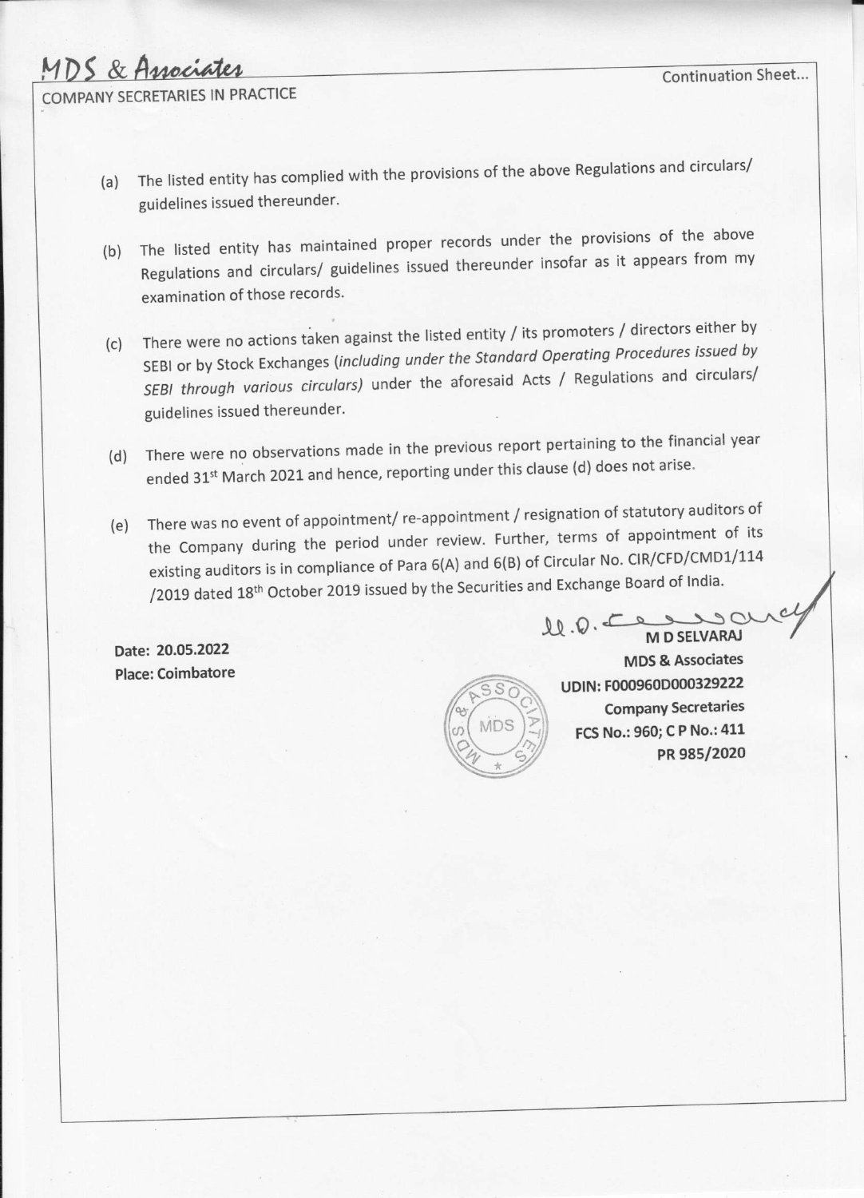(a) The listed entity has complied with the provisions of the above Regulations and circulars/ guidelines issued thereunder.

(b) The listed entity has maintained proper records under the provisions of the above Regulations and circulars/ guidelines issued thereunder insofar as it appears from my examination of those records.

(c) There were no actions taken against the listed entity / its promoters / directors either by SEBI or by Stock Exchanges *(including under the Standard Operating Procedures issued by SEBI through various circulars)* under the aforesaid Acts / Regulations and circulars/ guidelines issued thereunder.

(d) There were no observations made in the previous report pertaining to the financial year ended 31st March 2021 and hence, reporting under this clause (d) does not arise.

(e) There was no event of appointment/ re-appointment / resignation of statutory auditors of the Company during the period under review. Further, terms of appointment of its existing auditors is in compliance of Para 6(A) and 6(B) of Circular No. CIR/CFD/CMD1/114 /2019 dated 18th October 2019 issued by the Securities and Exchange Board of India.

**Date: 20.05.2022**
**Place: Coimbatore**

**M D SELVARAJ**
**MDS & Associates**
**UDIN: F000960D000329222**
**Company Secretaries**
**FCS No.: 960; C P No.: 411**
**PR 985/2020**